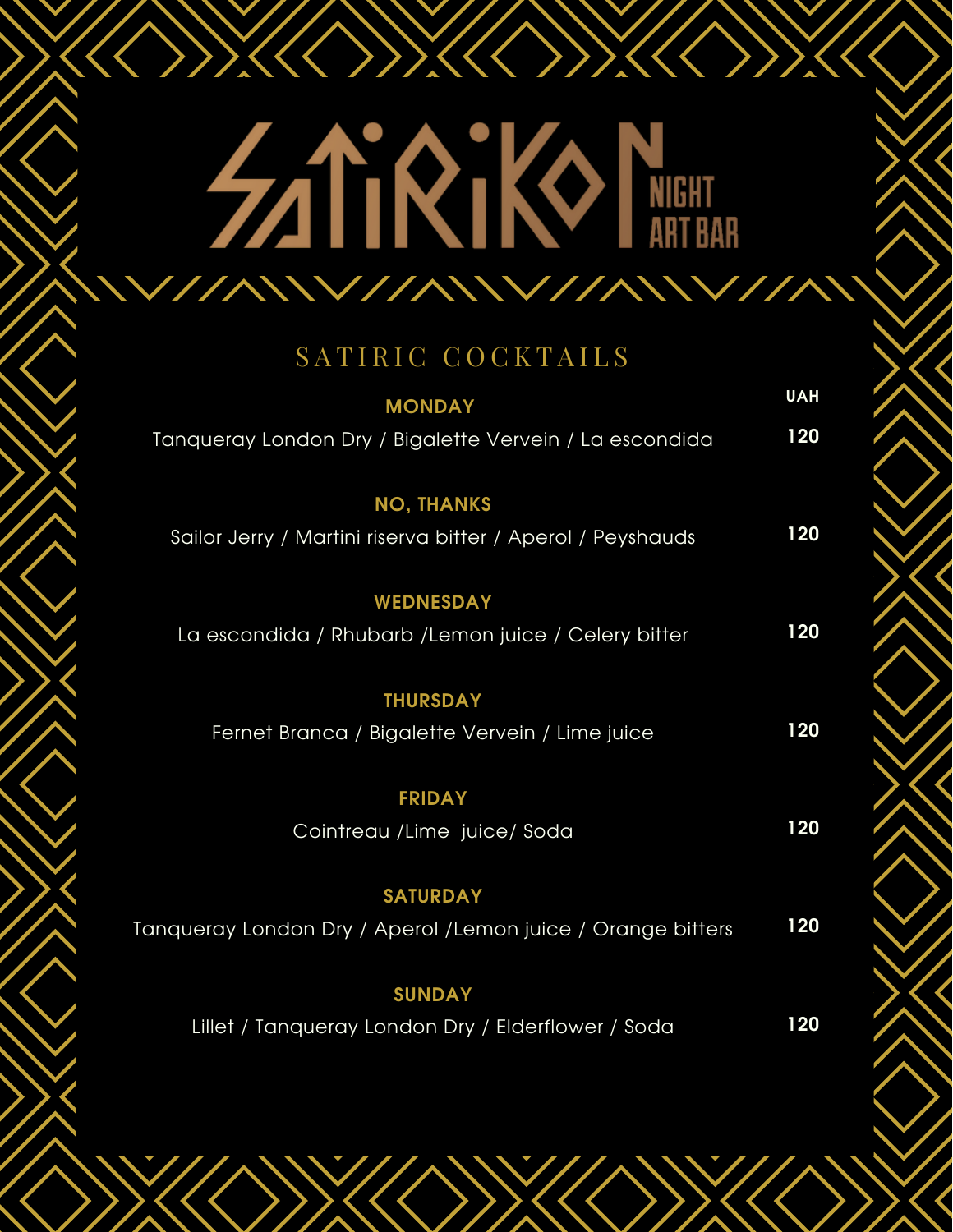# SATIRIKON NIGHT ART BAR

## SATIRIC COCKTAILS

| | UAH |
|---|---|
| **MONDAY**<br>Tanqueray London Dry / Bigalette Vervein / La escondida | 120 |
| **NO, THANKS**<br>Sailor Jerry / Martini riserva bitter / Aperol / Peyshauds | 120 |
| **WEDNESDAY**<br>La escondida / Rhubarb /Lemon juice / Celery bitter | 120 |
| **THURSDAY**<br>Fernet Branca / Bigalette Vervein / Lime juice | 120 |
| **FRIDAY**<br>Cointreau /Lime juice/ Soda | 120 |
| **SATURDAY**<br>Tanqueray London Dry / Aperol /Lemon juice / Orange bitters | 120 |
| **SUNDAY**<br>Lillet / Tanqueray London Dry / Elderflower / Soda | 120 |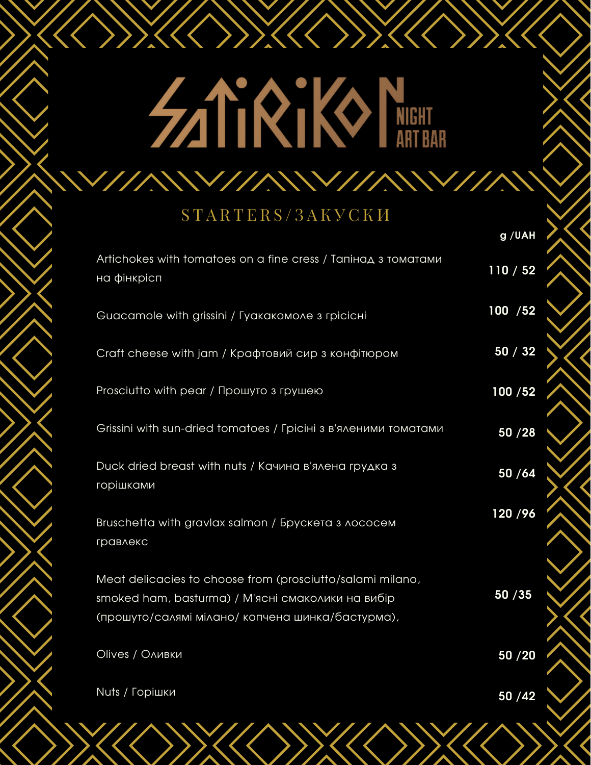SATIRIKON NIGHT ART BAR

## STARTERS/ЗАКУСКИ

| | g /UAH |
|---|---|
| Artichokes with tomatoes on a fine cress / Тапінад з томатами на фінкрісп | 110 / 52 |
| Guacamole with grissini / Гуакакомоле з грісісні | 100 /52 |
| Craft cheese with jam / Крафтовий сир з конфітюром | 50 / 32 |
| Prosciutto with pear / Прошуто з грушею | 100 /52 |
| Grissini with sun-dried tomatoes / Грісіні з в'яленими томатами | 50 /28 |
| Duck dried breast with nuts / Качина в'ялена грудка з горішками | 50 /64 |
| Bruschetta with gravlax salmon / Брускета з лососем гравлекс | 120 /96 |
| Meat delicacies to choose from (prosciutto/salami milano, smoked ham, basturma) / М'ясні смаколики на вибір (прошуто/салямі мілано/ копчена шинка/бастурма), | 50 /35 |
| Olives / Оливки | 50 /20 |
| Nuts / Горішки | 50 /42 |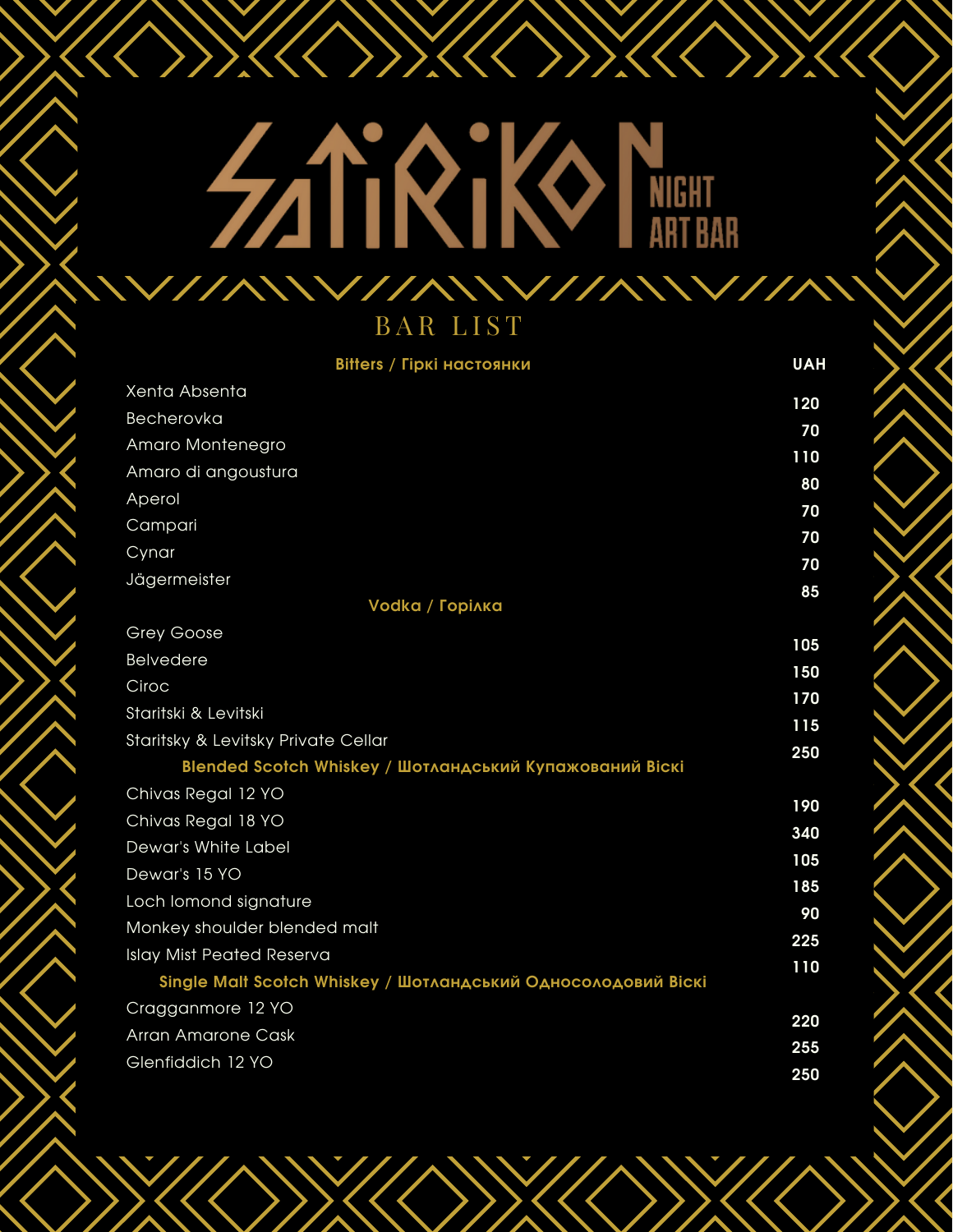# SATIRIKON NIGHT ART BAR

## BAR LIST

| Bitters / Гіркі настоянки | UAH |
|---|---|
| Xenta Absenta | 120 |
| Becherovka | 70 |
| Amaro Montenegro | 110 |
| Amaro di angoustura | 80 |
| Aperol | 70 |
| Campari | 70 |
| Cynar | 70 |
| Jägermeister | 85 |

| Vodka / Горілка | UAH |
|---|---|
| Grey Goose | 105 |
| Belvedere | 150 |
| Ciroc | 170 |
| Staritski & Levitski | 115 |
| Staritsky & Levitsky Private Cellar | 250 |

| Blended Scotch Whiskey / Шотландський Купажований Віскі | UAH |
|---|---|
| Chivas Regal 12 YO | 190 |
| Chivas Regal 18 YO | 340 |
| Dewar's White Label | 105 |
| Dewar's 15 YO | 185 |
| Loch lomond signature | 90 |
| Monkey shoulder blended malt | 225 |
| Islay Mist Peated Reserva | 110 |

| Single Malt Scotch Whiskey / Шотландський Односолодовий Віскі | UAH |
|---|---|
| Cragganmore 12 YO | 220 |
| Arran Amarone Cask | 255 |
| Glenfiddich 12 YO | 250 |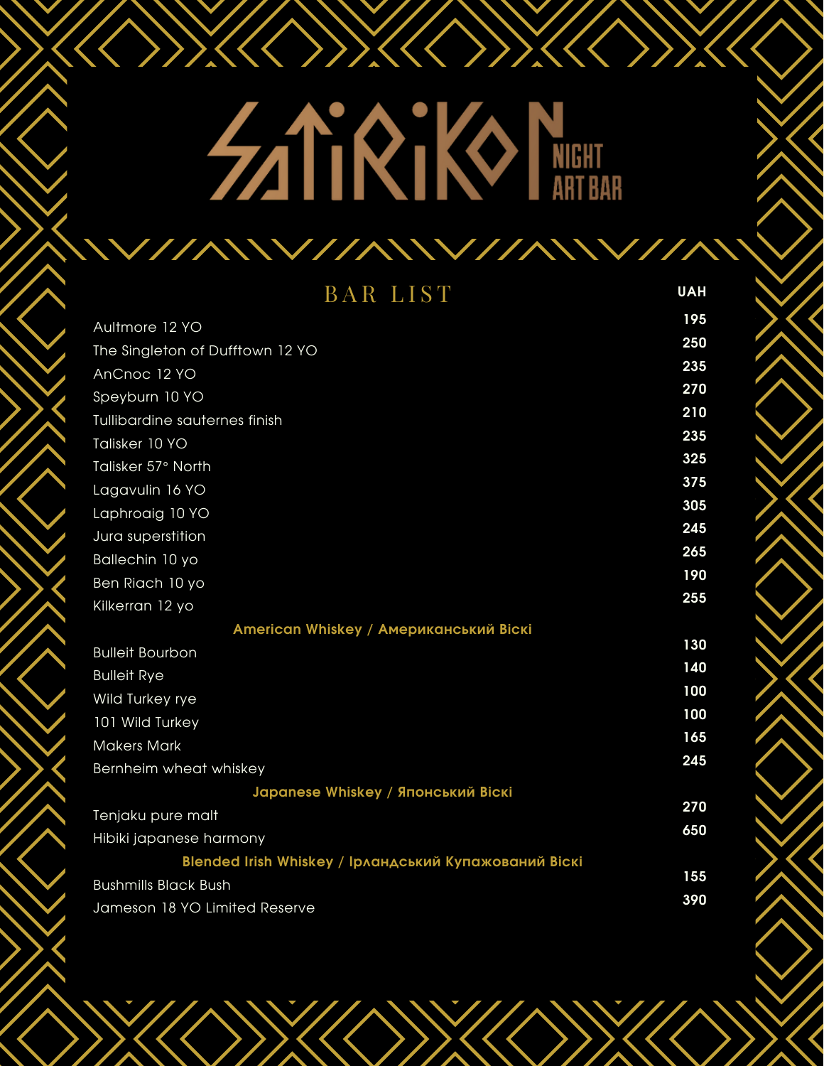# SATIRIKON NIGHT ART BAR

## BAR LIST

| | UAH |
|---|---|
| Aultmore 12 YO | 195 |
| The Singleton of Dufftown 12 YO | 250 |
| AnCnoc 12 YO | 235 |
| Speyburn 10 YO | 270 |
| Tullibardine sauternes finish | 210 |
| Talisker 10 YO | 235 |
| Talisker 57° North | 325 |
| Lagavulin 16 YO | 375 |
| Laphroaig 10 YO | 305 |
| Jura superstition | 245 |
| Ballechin 10 yo | 265 |
| Ben Riach 10 yo | 190 |
| Kilkerran 12 yo | 255 |
| **American Whiskey / Американський Віскі** | |
| Bulleit Bourbon | 130 |
| Bulleit Rye | 140 |
| Wild Turkey rye | 100 |
| 101 Wild Turkey | 100 |
| Makers Mark | 165 |
| Bernheim wheat whiskey | 245 |
| **Japanese Whiskey / Японський Віскі** | |
| Tenjaku pure malt | 270 |
| Hibiki japanese harmony | 650 |
| **Blended Irish Whiskey / Ірландський Купажований Віскі** | |
| Bushmills Black Bush | 155 |
| Jameson 18 YO Limited Reserve | 390 |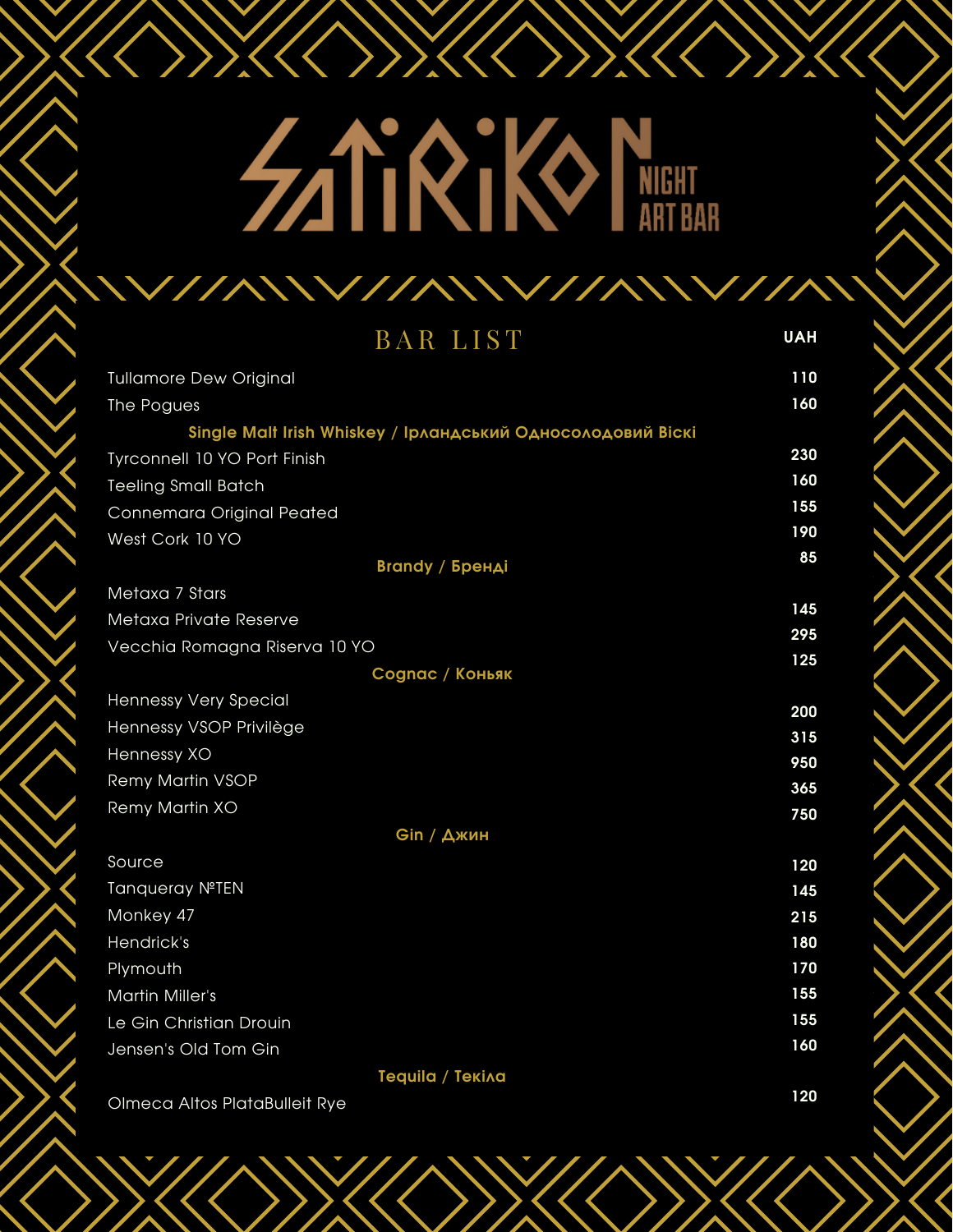# BAR LIST

| | UAH |
|---|---|
| Tullamore Dew Original | 110 |
| The Pogues | 160 |
| **Single Malt Irish Whiskey / Ірландський Односолодовий Віскі** | |
| Tyrconnell 10 YO Port Finish | 230 |
| Teeling Small Batch | 160 |
| Connemara Original Peated | 155 |
| West Cork 10 YO | 190 |
| **Brandy / Бренді** | 85 |
| Metaxa 7 Stars | 145 |
| Metaxa Private Reserve | 295 |
| Vecchia Romagna Riserva 10 YO | 125 |
| **Cognac / Коньяк** | |
| Hennessy Very Special | 200 |
| Hennessy VSOP Privilège | 315 |
| Hennessy XO | 950 |
| Remy Martin VSOP | 365 |
| Remy Martin XO | 750 |
| **Gin / Джин** | |
| Source | 120 |
| Tanqueray №TEN | 145 |
| Monkey 47 | 215 |
| Hendrick's | 180 |
| Plymouth | 170 |
| Martin Miller's | 155 |
| Le Gin Christian Drouin | 155 |
| Jensen's Old Tom Gin | 160 |
| **Tequila / Текіла** | |
| Olmeca Altos PlataBulleit Rye | 120 |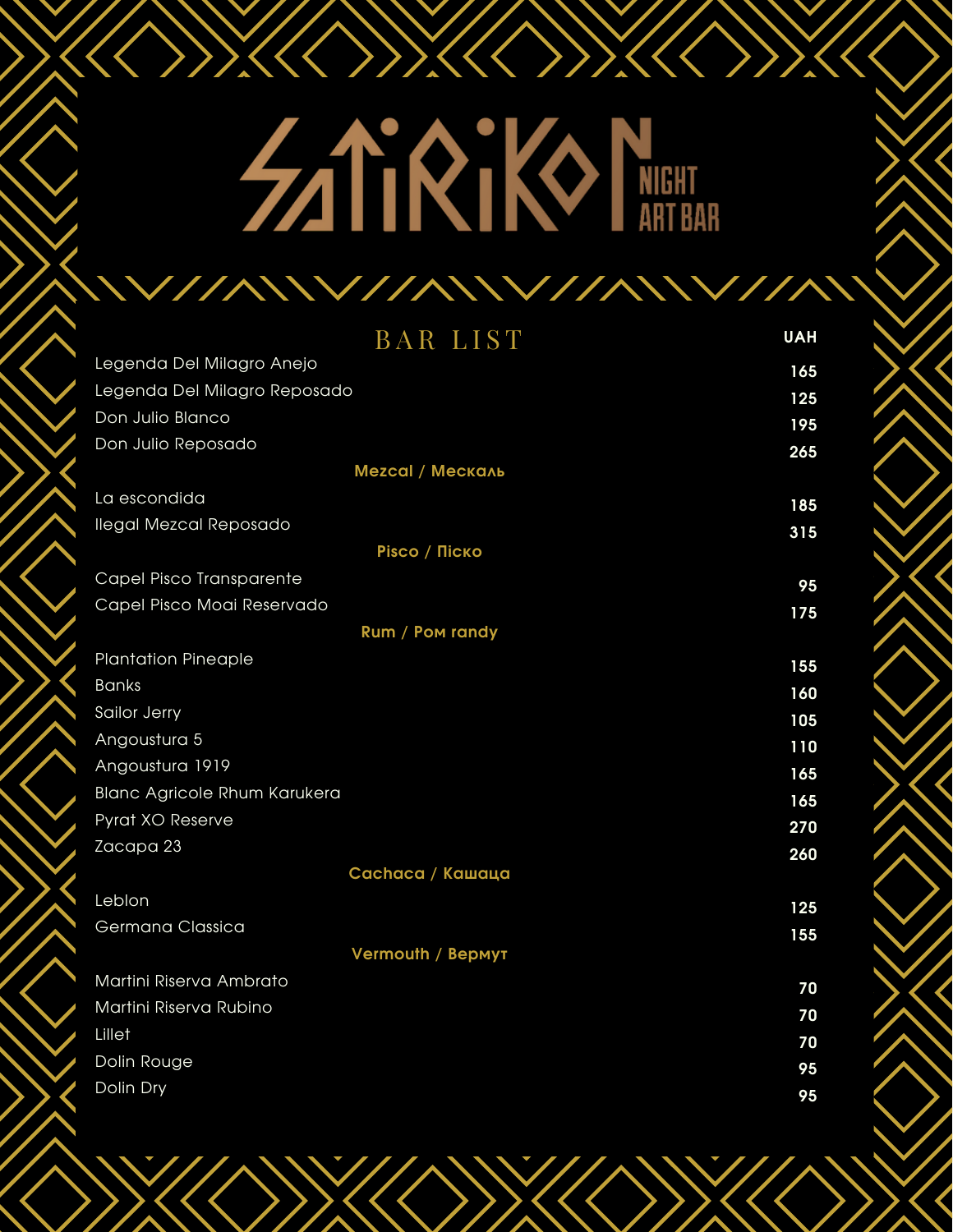# SATIRIKON NIGHT ART BAR

## BAR LIST

| | UAH |
|---|---|
| Legenda Del Milagro Anejo | 165 |
| Legenda Del Milagro Reposado | 125 |
| Don Julio Blanco | 195 |
| Don Julio Reposado | 265 |
| **Mezcal / Мескаль** | |
| La escondida | 185 |
| Ilegal Mezcal Reposado | 315 |
| **Pisco / Піско** | |
| Capel Pisco Transparente | 95 |
| Capel Pisco Moai Reservado | 175 |
| **Rum / Ром randy** | |
| Plantation Pineaple | 155 |
| Banks | 160 |
| Sailor Jerry | 105 |
| Angoustura 5 | 110 |
| Angoustura 1919 | 165 |
| Blanc Agricole Rhum Karukera | 165 |
| Pyrat XO Reserve | 270 |
| Zacapa 23 | 260 |
| **Cachaca / Кашаца** | |
| Leblon | 125 |
| Germana Classica | 155 |
| **Vermouth / Вермут** | |
| Martini Riserva Ambrato | 70 |
| Martini Riserva Rubino | 70 |
| Lillet | 70 |
| Dolin Rouge | 95 |
| Dolin Dry | 95 |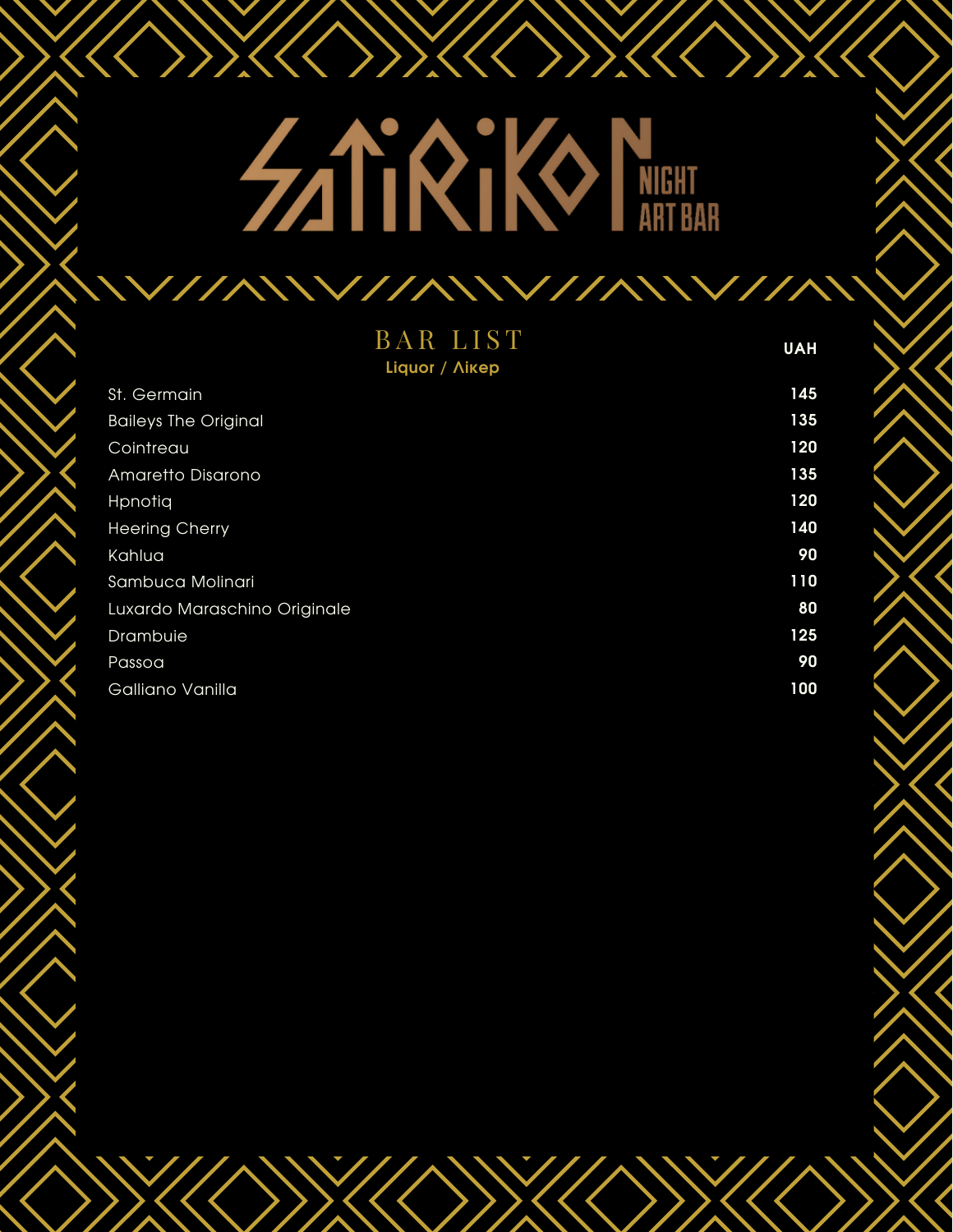# SATIRIKON NIGHT ART BAR

## BAR LIST

### Liquor / Лікер

| | UAH |
|---|---|
| St. Germain | 145 |
| Baileys The Original | 135 |
| Cointreau | 120 |
| Amaretto Disarono | 135 |
| Hpnotiq | 120 |
| Heering Cherry | 140 |
| Kahlua | 90 |
| Sambuca Molinari | 110 |
| Luxardo Maraschino Originale | 80 |
| Drambuie | 125 |
| Passoa | 90 |
| Galliano Vanilla | 100 |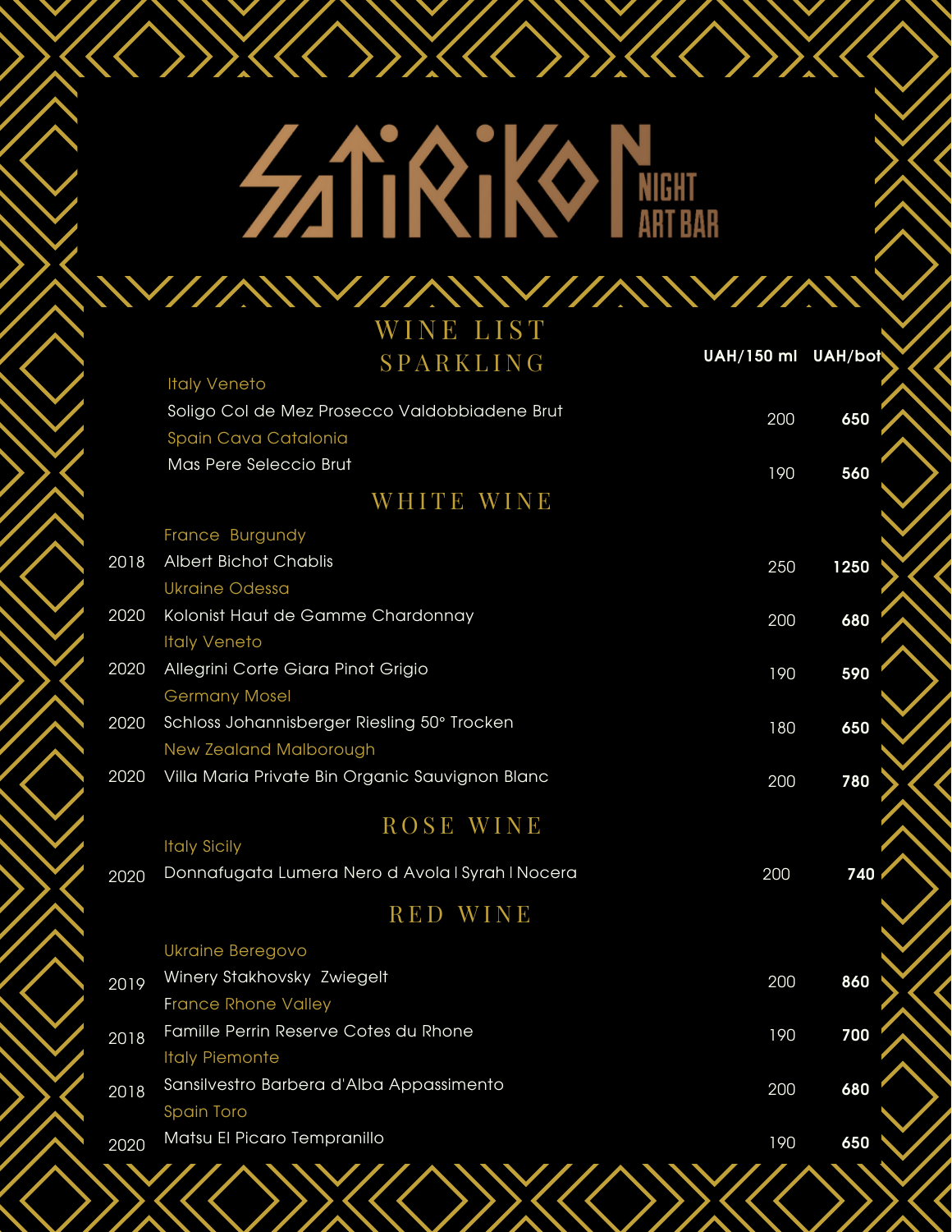# SATIRIKON NIGHT ART BAR

## WINE LIST

### SPARKLING

| Year | Wine | UAH/150 ml | UAH/bot |
|---|---|---|---|
| | *Italy Veneto* | | |
| | Soligo Col de Mez Prosecco Valdobbiadene Brut | 200 | **650** |
| | *Spain Cava Catalonia* | | |
| | Mas Pere Seleccio Brut | 190 | **560** |

### WHITE WINE

| Year | Wine | UAH/150 ml | UAH/bot |
|---|---|---|---|
| | *France Burgundy* | | |
| 2018 | Albert Bichot Chablis | 250 | **1250** |
| | *Ukraine Odessa* | | |
| 2020 | Kolonist Haut de Gamme Chardonnay | 200 | **680** |
| | *Italy Veneto* | | |
| 2020 | Allegrini Corte Giara Pinot Grigio | 190 | **590** |
| | *Germany Mosel* | | |
| 2020 | Schloss Johannisberger Riesling 50° Trocken | 180 | **650** |
| | *New Zealand Malborough* | | |
| 2020 | Villa Maria Private Bin Organic Sauvignon Blanc | 200 | **780** |

### ROSE WINE

| Year | Wine | UAH/150 ml | UAH/bot |
|---|---|---|---|
| | *Italy Sicily* | | |
| 2020 | Donnafugata Lumera Nero d Avola I Syrah I Nocera | 200 | **740** |

### RED WINE

| Year | Wine | UAH/150 ml | UAH/bot |
|---|---|---|---|
| | *Ukraine Beregovo* | | |
| 2019 | Winery Stakhovsky Zwiegelt | 200 | **860** |
| | *France Rhone Valley* | | |
| 2018 | Famille Perrin Reserve Cotes du Rhone | 190 | **700** |
| | *Italy Piemonte* | | |
| 2018 | Sansilvestro Barbera d'Alba Appassimento | 200 | **680** |
| | *Spain Toro* | | |
| 2020 | Matsu El Picaro Tempranillo | 190 | **650** |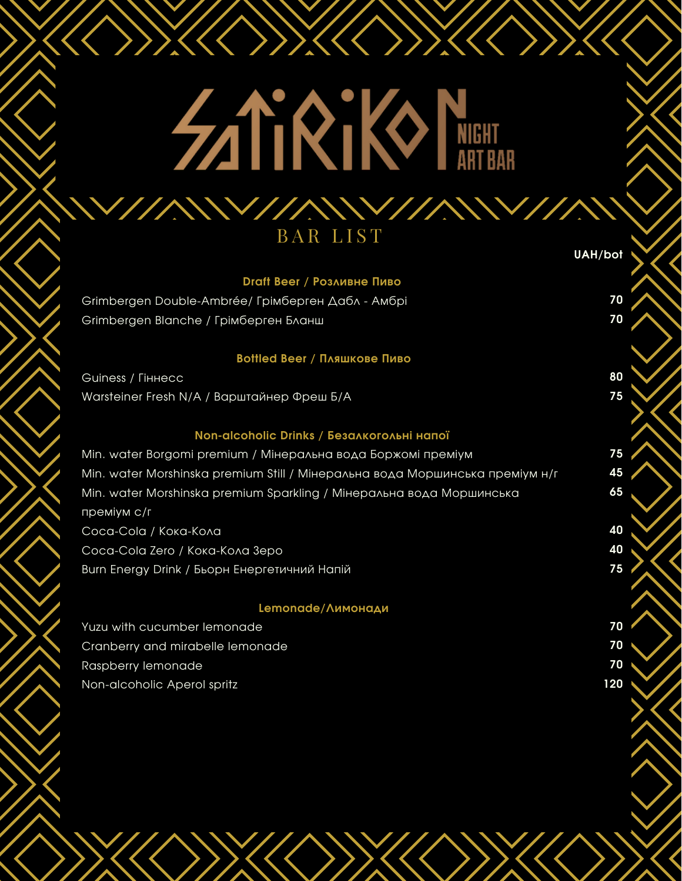# SATIRIKON NIGHT ART BAR

## BAR LIST

| | UAH/bot |
|---|---|
| **Draft Beer / Розливне Пиво** | |
| Grimbergen Double-Ambrée/ Грімберген Дабл - Амбрі | 70 |
| Grimbergen Blanche / Грімберген Бланш | 70 |
| **Bottled Beer / Пляшкове Пиво** | |
| Guiness / Гіннесс | 80 |
| Warsteiner Fresh N/A / Варштайнер Фреш Б/А | 75 |
| **Non-alcoholic Drinks / Безалкогольні напої** | |
| Min. water Borgomi premium / Мінеральна вода Боржомі преміум | 75 |
| Min. water Morshinska premium Still / Мінеральна вода Моршинська преміум н/г | 45 |
| Min. water Morshinska premium Sparkling / Мінеральна вода Моршинська преміум с/г | 65 |
| Coca-Cola / Кока-Кола | 40 |
| Coca-Cola Zero / Кока-Кола Зеро | 40 |
| Burn Energy Drink / Бьорн Енергетичний Напій | 75 |
| **Lemonade/Лимонади** | |
| Yuzu with cucumber lemonade | 70 |
| Cranberry and mirabelle lemonade | 70 |
| Raspberry lemonade | 70 |
| Non-alcoholic Aperol spritz | 120 |